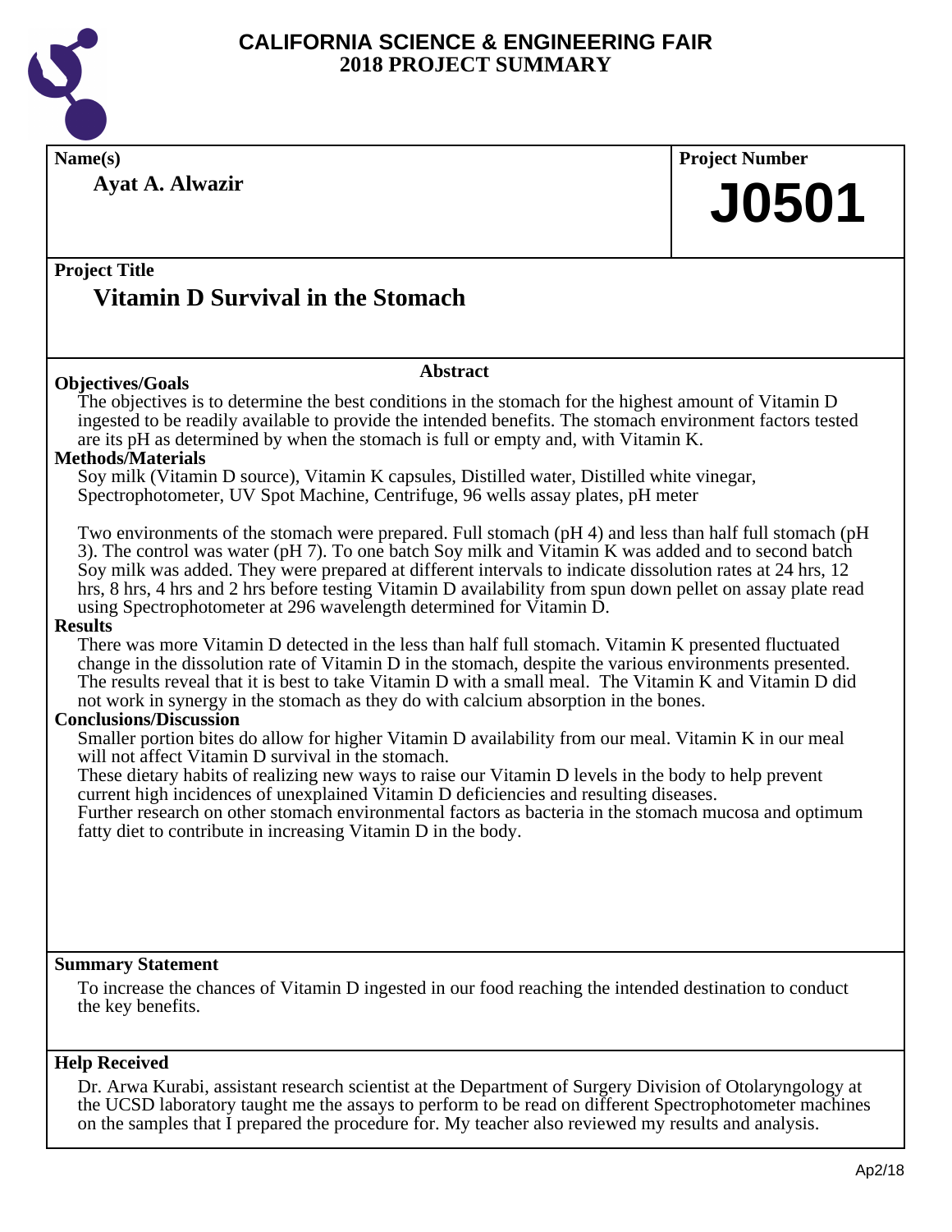# CALIFORNIA SCIENCE & ENGINEERING FAIR
# 2018 PROJECT SUMMARY

**Name(s)**

**Ayat A. Alwazir**

**Project Number**

**J0501**

**Project Title**

## Vitamin D Survival in the Stomach

### Abstract

**Objectives/Goals**

The objectives is to determine the best conditions in the stomach for the highest amount of Vitamin D ingested to be readily available to provide the intended benefits. The stomach environment factors tested are its pH as determined by when the stomach is full or empty and, with Vitamin K.

**Methods/Materials**

Soy milk (Vitamin D source), Vitamin K capsules, Distilled water, Distilled white vinegar, Spectrophotometer, UV Spot Machine, Centrifuge, 96 wells assay plates, pH meter

Two environments of the stomach were prepared. Full stomach (pH 4) and less than half full stomach (pH 3). The control was water (pH 7). To one batch Soy milk and Vitamin K was added and to second batch Soy milk was added. They were prepared at different intervals to indicate dissolution rates at 24 hrs, 12 hrs, 8 hrs, 4 hrs and 2 hrs before testing Vitamin D availability from spun down pellet on assay plate read using Spectrophotometer at 296 wavelength determined for Vitamin D.

**Results**

There was more Vitamin D detected in the less than half full stomach. Vitamin K presented fluctuated change in the dissolution rate of Vitamin D in the stomach, despite the various environments presented. The results reveal that it is best to take Vitamin D with a small meal. The Vitamin K and Vitamin D did not work in synergy in the stomach as they do with calcium absorption in the bones.

**Conclusions/Discussion**

Smaller portion bites do allow for higher Vitamin D availability from our meal. Vitamin K in our meal will not affect Vitamin D survival in the stomach.

These dietary habits of realizing new ways to raise our Vitamin D levels in the body to help prevent current high incidences of unexplained Vitamin D deficiencies and resulting diseases.

Further research on other stomach environmental factors as bacteria in the stomach mucosa and optimum fatty diet to contribute in increasing Vitamin D in the body.

**Summary Statement**

To increase the chances of Vitamin D ingested in our food reaching the intended destination to conduct the key benefits.

**Help Received**

Dr. Arwa Kurabi, assistant research scientist at the Department of Surgery Division of Otolaryngology at the UCSD laboratory taught me the assays to perform to be read on different Spectrophotometer machines on the samples that I prepared the procedure for. My teacher also reviewed my results and analysis.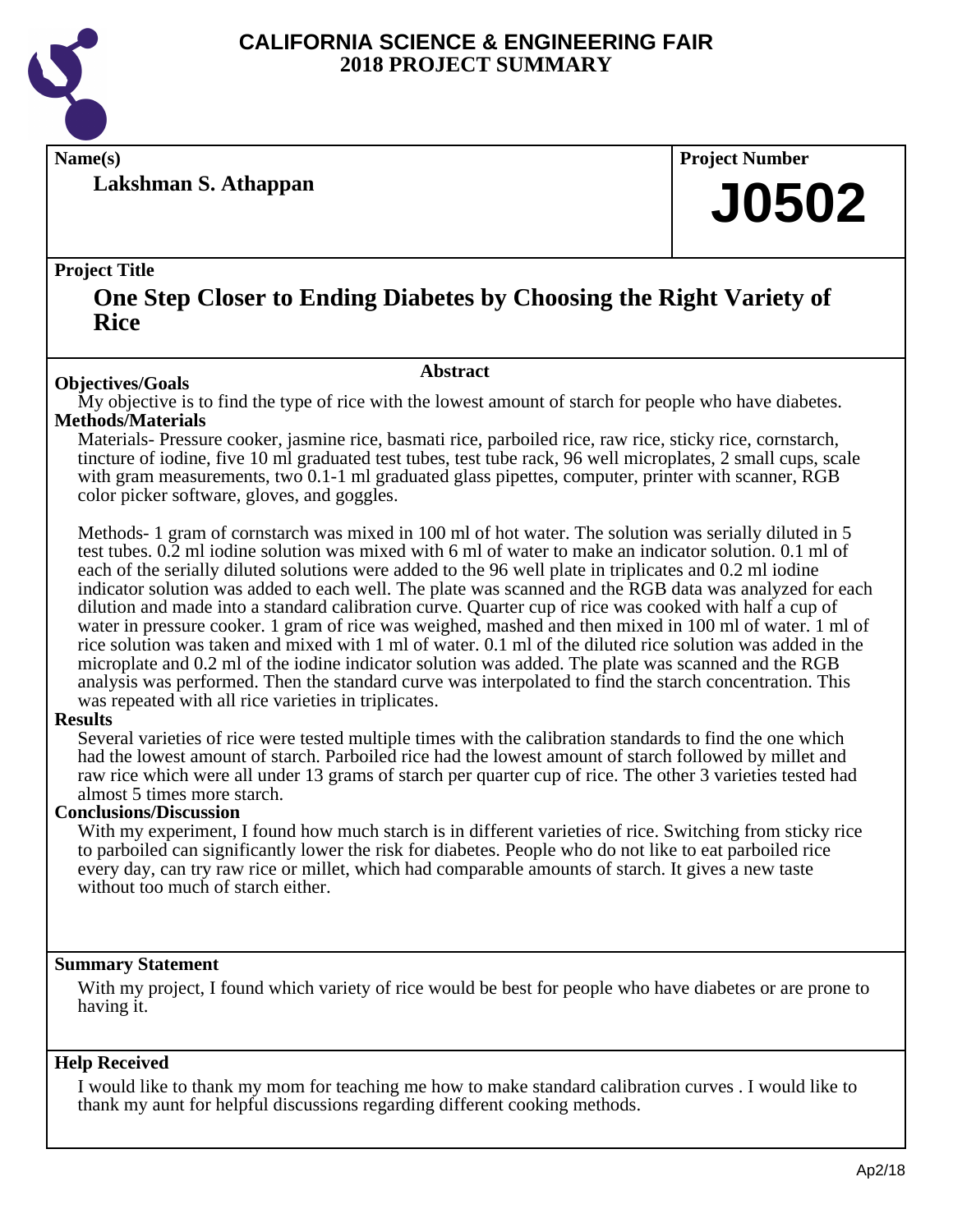# CALIFORNIA SCIENCE & ENGINEERING FAIR
# 2018 PROJECT SUMMARY

**Name(s)**

**Lakshman S. Athappan**

**Project Number**

**J0502**

**Project Title**

## One Step Closer to Ending Diabetes by Choosing the Right Variety of Rice

### Abstract

**Objectives/Goals**

My objective is to find the type of rice with the lowest amount of starch for people who have diabetes.

**Methods/Materials**

Materials- Pressure cooker, jasmine rice, basmati rice, parboiled rice, raw rice, sticky rice, cornstarch, tincture of iodine, five 10 ml graduated test tubes, test tube rack, 96 well microplates, 2 small cups, scale with gram measurements, two 0.1-1 ml graduated glass pipettes, computer, printer with scanner, RGB color picker software, gloves, and goggles.

Methods- 1 gram of cornstarch was mixed in 100 ml of hot water. The solution was serially diluted in 5 test tubes. 0.2 ml iodine solution was mixed with 6 ml of water to make an indicator solution. 0.1 ml of each of the serially diluted solutions were added to the 96 well plate in triplicates and 0.2 ml iodine indicator solution was added to each well. The plate was scanned and the RGB data was analyzed for each dilution and made into a standard calibration curve. Quarter cup of rice was cooked with half a cup of water in pressure cooker. 1 gram of rice was weighed, mashed and then mixed in 100 ml of water. 1 ml of rice solution was taken and mixed with 1 ml of water. 0.1 ml of the diluted rice solution was added in the microplate and 0.2 ml of the iodine indicator solution was added. The plate was scanned and the RGB analysis was performed. Then the standard curve was interpolated to find the starch concentration. This was repeated with all rice varieties in triplicates.

**Results**

Several varieties of rice were tested multiple times with the calibration standards to find the one which had the lowest amount of starch. Parboiled rice had the lowest amount of starch followed by millet and raw rice which were all under 13 grams of starch per quarter cup of rice. The other 3 varieties tested had almost 5 times more starch.

**Conclusions/Discussion**

With my experiment, I found how much starch is in different varieties of rice. Switching from sticky rice to parboiled can significantly lower the risk for diabetes. People who do not like to eat parboiled rice every day, can try raw rice or millet, which had comparable amounts of starch. It gives a new taste without too much of starch either.

**Summary Statement**

With my project, I found which variety of rice would be best for people who have diabetes or are prone to having it.

**Help Received**

I would like to thank my mom for teaching me how to make standard calibration curves . I would like to thank my aunt for helpful discussions regarding different cooking methods.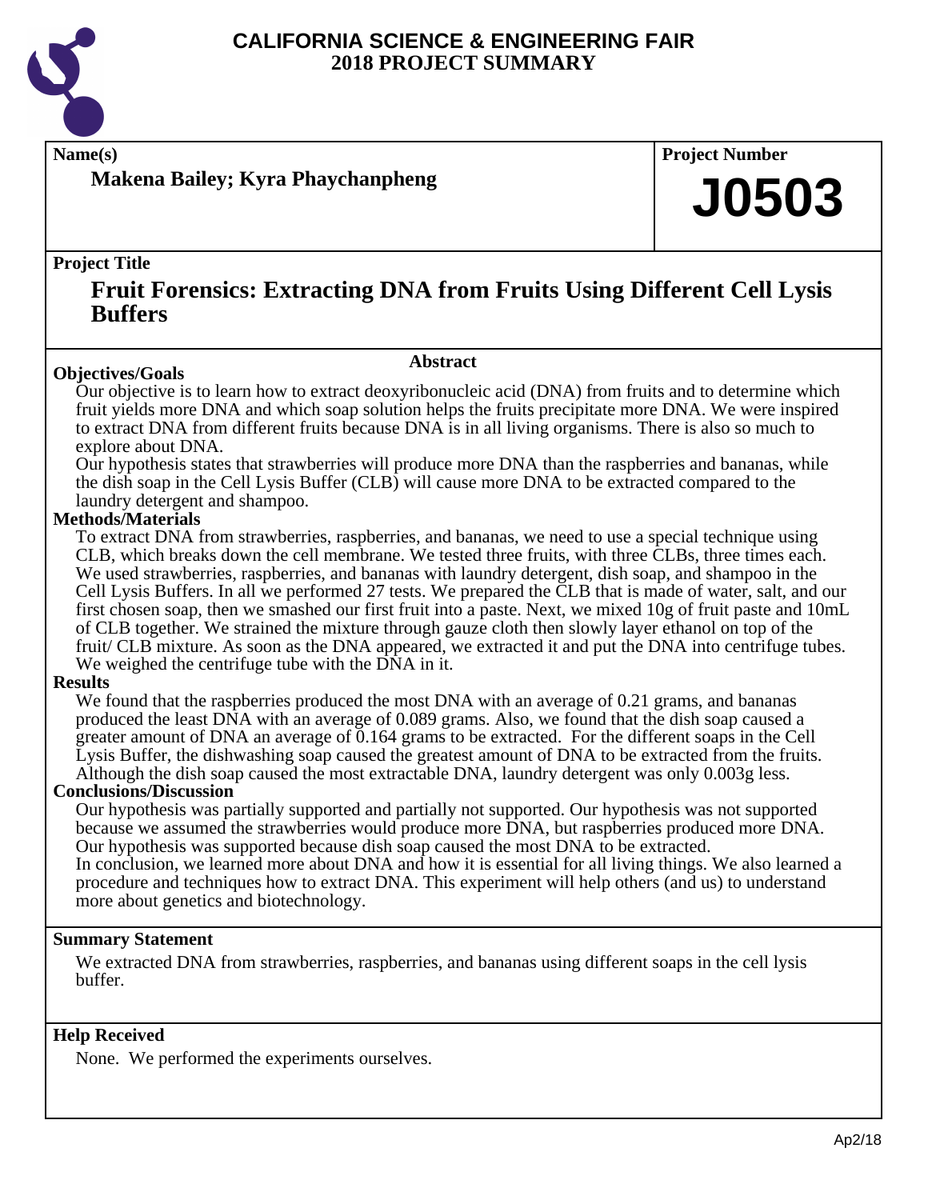# CALIFORNIA SCIENCE & ENGINEERING FAIR
## 2018 PROJECT SUMMARY

**Name(s)**

**Makena Bailey; Kyra Phaychanpheng**

**Project Number**

# J0503

**Project Title**

## Fruit Forensics: Extracting DNA from Fruits Using Different Cell Lysis Buffers

### Abstract

**Objectives/Goals**

Our objective is to learn how to extract deoxyribonucleic acid (DNA) from fruits and to determine which fruit yields more DNA and which soap solution helps the fruits precipitate more DNA. We were inspired to extract DNA from different fruits because DNA is in all living organisms. There is also so much to explore about DNA.

Our hypothesis states that strawberries will produce more DNA than the raspberries and bananas, while the dish soap in the Cell Lysis Buffer (CLB) will cause more DNA to be extracted compared to the laundry detergent and shampoo.

**Methods/Materials**

To extract DNA from strawberries, raspberries, and bananas, we need to use a special technique using CLB, which breaks down the cell membrane. We tested three fruits, with three CLBs, three times each. We used strawberries, raspberries, and bananas with laundry detergent, dish soap, and shampoo in the Cell Lysis Buffers. In all we performed 27 tests. We prepared the CLB that is made of water, salt, and our first chosen soap, then we smashed our first fruit into a paste. Next, we mixed 10g of fruit paste and 10mL of CLB together. We strained the mixture through gauze cloth then slowly layer ethanol on top of the fruit/ CLB mixture. As soon as the DNA appeared, we extracted it and put the DNA into centrifuge tubes. We weighed the centrifuge tube with the DNA in it.

**Results**

We found that the raspberries produced the most DNA with an average of 0.21 grams, and bananas produced the least DNA with an average of 0.089 grams. Also, we found that the dish soap caused a greater amount of DNA an average of 0.164 grams to be extracted. For the different soaps in the Cell Lysis Buffer, the dishwashing soap caused the greatest amount of DNA to be extracted from the fruits. Although the dish soap caused the most extractable DNA, laundry detergent was only 0.003g less.

**Conclusions/Discussion**

Our hypothesis was partially supported and partially not supported. Our hypothesis was not supported because we assumed the strawberries would produce more DNA, but raspberries produced more DNA. Our hypothesis was supported because dish soap caused the most DNA to be extracted.

In conclusion, we learned more about DNA and how it is essential for all living things. We also learned a procedure and techniques how to extract DNA. This experiment will help others (and us) to understand more about genetics and biotechnology.

**Summary Statement**

We extracted DNA from strawberries, raspberries, and bananas using different soaps in the cell lysis buffer.

**Help Received**

None. We performed the experiments ourselves.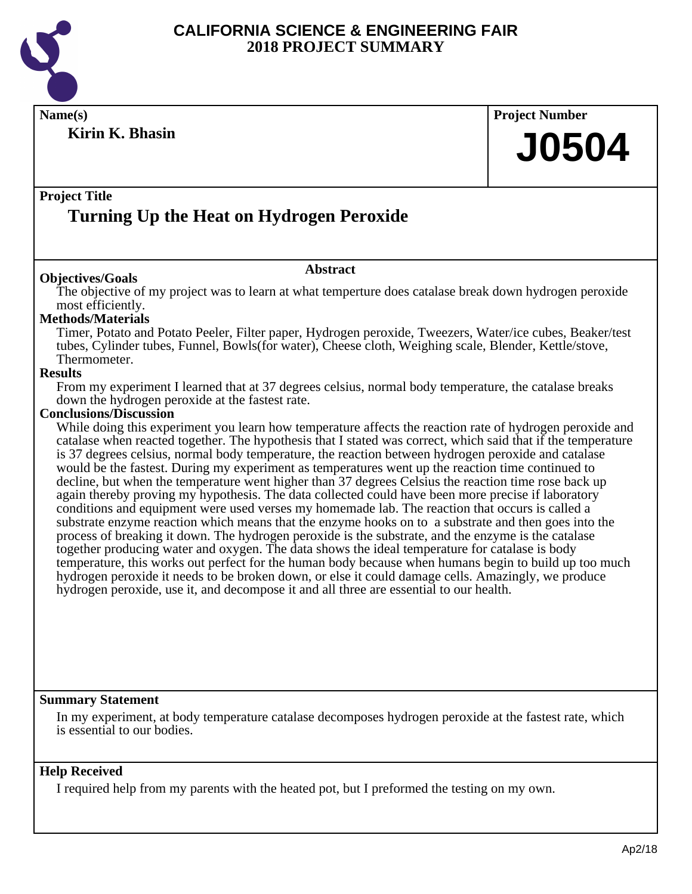# CALIFORNIA SCIENCE & ENGINEERING FAIR
## 2018 PROJECT SUMMARY

**Name(s)**

**Kirin K. Bhasin**

**Project Number**

**J0504**

**Project Title**

## Turning Up the Heat on Hydrogen Peroxide

### Abstract

**Objectives/Goals**

The objective of my project was to learn at what temperture does catalase break down hydrogen peroxide most efficiently.

**Methods/Materials**

Timer, Potato and Potato Peeler, Filter paper, Hydrogen peroxide, Tweezers, Water/ice cubes, Beaker/test tubes, Cylinder tubes, Funnel, Bowls(for water), Cheese cloth, Weighing scale, Blender, Kettle/stove, Thermometer.

**Results**

From my experiment I learned that at 37 degrees celsius, normal body temperature, the catalase breaks down the hydrogen peroxide at the fastest rate.

**Conclusions/Discussion**

While doing this experiment you learn how temperature affects the reaction rate of hydrogen peroxide and catalase when reacted together. The hypothesis that I stated was correct, which said that if the temperature is 37 degrees celsius, normal body temperature, the reaction between hydrogen peroxide and catalase would be the fastest. During my experiment as temperatures went up the reaction time continued to decline, but when the temperature went higher than 37 degrees Celsius the reaction time rose back up again thereby proving my hypothesis. The data collected could have been more precise if laboratory conditions and equipment were used verses my homemade lab. The reaction that occurs is called a substrate enzyme reaction which means that the enzyme hooks on to a substrate and then goes into the process of breaking it down. The hydrogen peroxide is the substrate, and the enzyme is the catalase together producing water and oxygen. The data shows the ideal temperature for catalase is body temperature, this works out perfect for the human body because when humans begin to build up too much hydrogen peroxide it needs to be broken down, or else it could damage cells. Amazingly, we produce hydrogen peroxide, use it, and decompose it and all three are essential to our health.

**Summary Statement**

In my experiment, at body temperature catalase decomposes hydrogen peroxide at the fastest rate, which is essential to our bodies.

**Help Received**

I required help from my parents with the heated pot, but I preformed the testing on my own.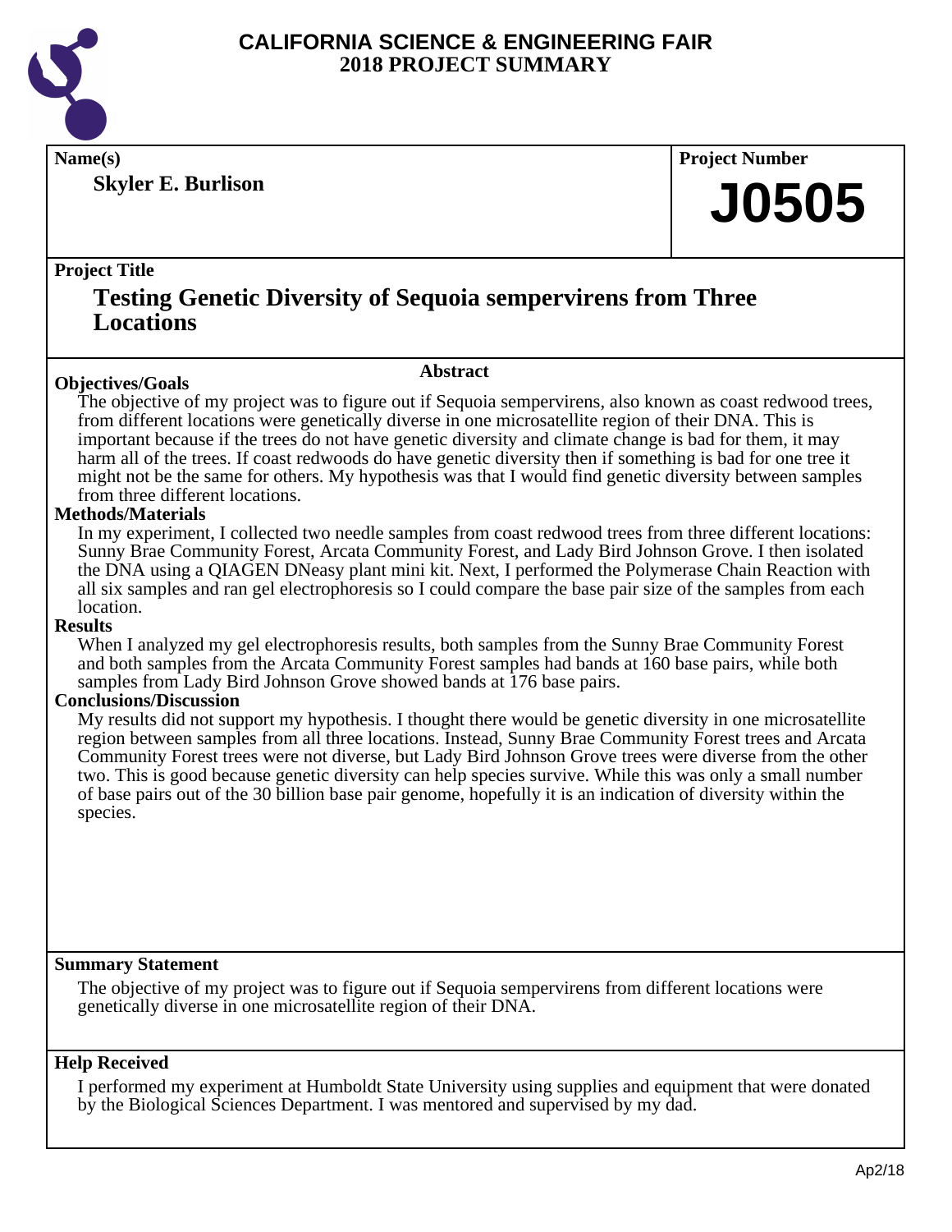# CALIFORNIA SCIENCE & ENGINEERING FAIR
# 2018 PROJECT SUMMARY

**Name(s)**

**Skyler E. Burlison**

**Project Number**

**J0505**

**Project Title**

## Testing Genetic Diversity of Sequoia sempervirens from Three Locations

### Abstract

**Objectives/Goals**

The objective of my project was to figure out if Sequoia sempervirens, also known as coast redwood trees, from different locations were genetically diverse in one microsatellite region of their DNA. This is important because if the trees do not have genetic diversity and climate change is bad for them, it may harm all of the trees. If coast redwoods do have genetic diversity then if something is bad for one tree it might not be the same for others. My hypothesis was that I would find genetic diversity between samples from three different locations.

**Methods/Materials**

In my experiment, I collected two needle samples from coast redwood trees from three different locations: Sunny Brae Community Forest, Arcata Community Forest, and Lady Bird Johnson Grove. I then isolated the DNA using a QIAGEN DNeasy plant mini kit. Next, I performed the Polymerase Chain Reaction with all six samples and ran gel electrophoresis so I could compare the base pair size of the samples from each location.

**Results**

When I analyzed my gel electrophoresis results, both samples from the Sunny Brae Community Forest and both samples from the Arcata Community Forest samples had bands at 160 base pairs, while both samples from Lady Bird Johnson Grove showed bands at 176 base pairs.

**Conclusions/Discussion**

My results did not support my hypothesis. I thought there would be genetic diversity in one microsatellite region between samples from all three locations. Instead, Sunny Brae Community Forest trees and Arcata Community Forest trees were not diverse, but Lady Bird Johnson Grove trees were diverse from the other two. This is good because genetic diversity can help species survive. While this was only a small number of base pairs out of the 30 billion base pair genome, hopefully it is an indication of diversity within the species.

**Summary Statement**

The objective of my project was to figure out if Sequoia sempervirens from different locations were genetically diverse in one microsatellite region of their DNA.

**Help Received**

I performed my experiment at Humboldt State University using supplies and equipment that were donated by the Biological Sciences Department. I was mentored and supervised by my dad.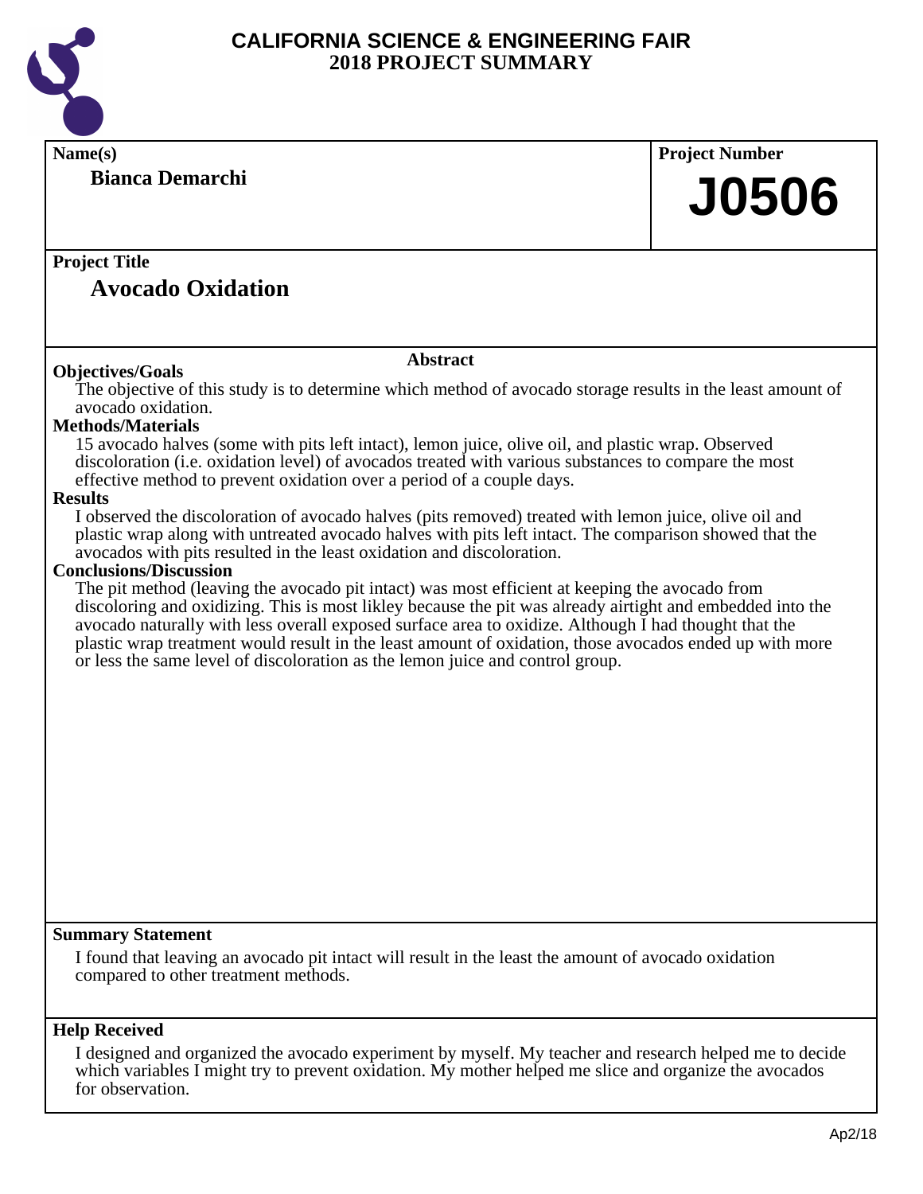# CALIFORNIA SCIENCE & ENGINEERING FAIR
# 2018 PROJECT SUMMARY

**Name(s)**

**Bianca Demarchi**

**Project Number**

**J0506**

**Project Title**

## Avocado Oxidation

### Abstract

**Objectives/Goals**

The objective of this study is to determine which method of avocado storage results in the least amount of avocado oxidation.

**Methods/Materials**

15 avocado halves (some with pits left intact), lemon juice, olive oil, and plastic wrap. Observed discoloration (i.e. oxidation level) of avocados treated with various substances to compare the most effective method to prevent oxidation over a period of a couple days.

**Results**

I observed the discoloration of avocado halves (pits removed) treated with lemon juice, olive oil and plastic wrap along with untreated avocado halves with pits left intact. The comparison showed that the avocados with pits resulted in the least oxidation and discoloration.

**Conclusions/Discussion**

The pit method (leaving the avocado pit intact) was most efficient at keeping the avocado from discoloring and oxidizing. This is most likley because the pit was already airtight and embedded into the avocado naturally with less overall exposed surface area to oxidize. Although I had thought that the plastic wrap treatment would result in the least amount of oxidation, those avocados ended up with more or less the same level of discoloration as the lemon juice and control group.

**Summary Statement**

I found that leaving an avocado pit intact will result in the least the amount of avocado oxidation compared to other treatment methods.

**Help Received**

I designed and organized the avocado experiment by myself. My teacher and research helped me to decide which variables I might try to prevent oxidation. My mother helped me slice and organize the avocados for observation.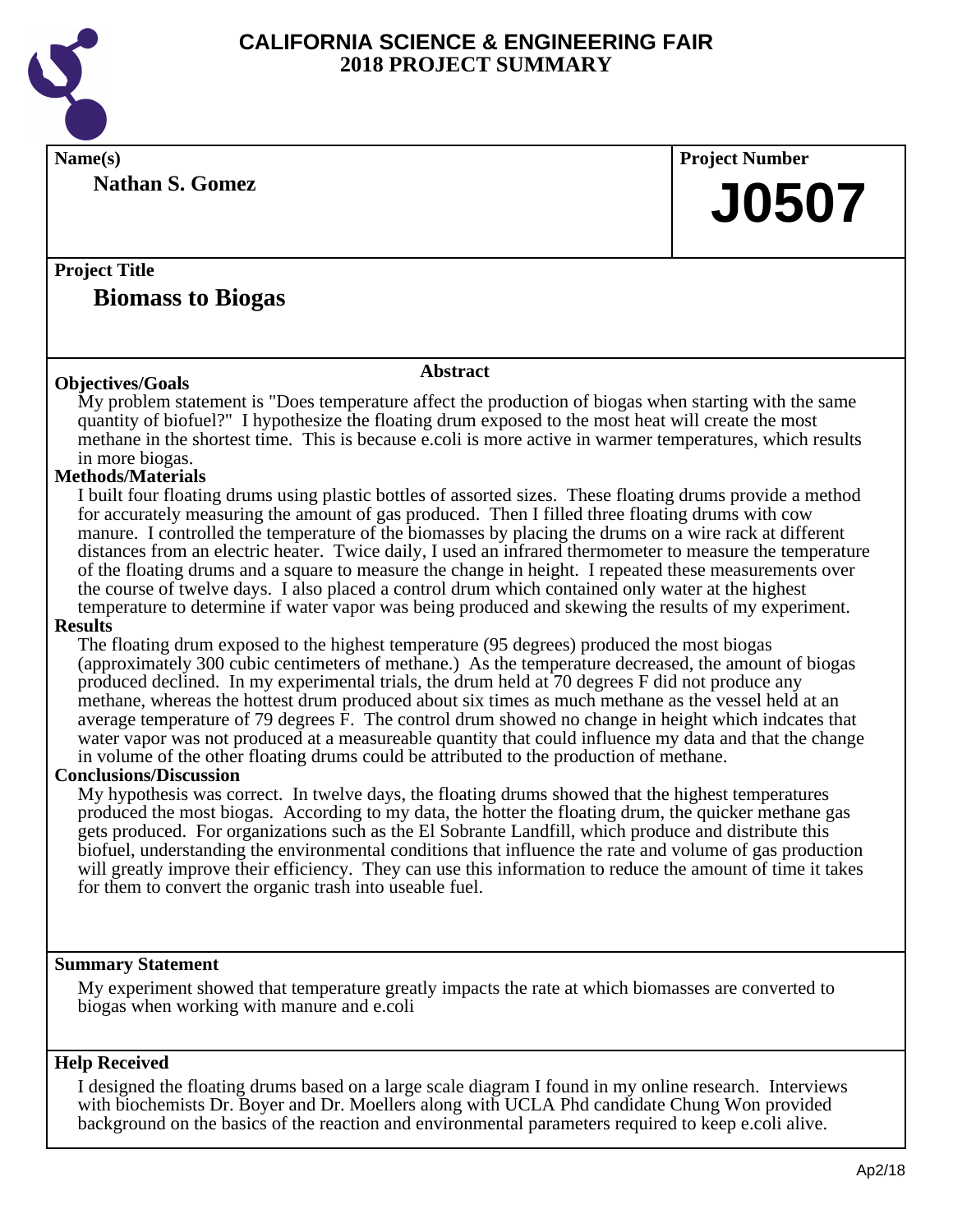# CALIFORNIA SCIENCE & ENGINEERING FAIR
## 2018 PROJECT SUMMARY

**Name(s)**

**Nathan S. Gomez**

**Project Number**

**J0507**

**Project Title**

## Biomass to Biogas

### Abstract

**Objectives/Goals**

My problem statement is "Does temperature affect the production of biogas when starting with the same quantity of biofuel?" I hypothesize the floating drum exposed to the most heat will create the most methane in the shortest time. This is because e.coli is more active in warmer temperatures, which results in more biogas.

**Methods/Materials**

I built four floating drums using plastic bottles of assorted sizes. These floating drums provide a method for accurately measuring the amount of gas produced. Then I filled three floating drums with cow manure. I controlled the temperature of the biomasses by placing the drums on a wire rack at different distances from an electric heater. Twice daily, I used an infrared thermometer to measure the temperature of the floating drums and a square to measure the change in height. I repeated these measurements over the course of twelve days. I also placed a control drum which contained only water at the highest temperature to determine if water vapor was being produced and skewing the results of my experiment.

**Results**

The floating drum exposed to the highest temperature (95 degrees) produced the most biogas (approximately 300 cubic centimeters of methane.) As the temperature decreased, the amount of biogas produced declined. In my experimental trials, the drum held at 70 degrees F did not produce any methane, whereas the hottest drum produced about six times as much methane as the vessel held at an average temperature of 79 degrees F. The control drum showed no change in height which indcates that water vapor was not produced at a measureable quantity that could influence my data and that the change in volume of the other floating drums could be attributed to the production of methane.

**Conclusions/Discussion**

My hypothesis was correct. In twelve days, the floating drums showed that the highest temperatures produced the most biogas. According to my data, the hotter the floating drum, the quicker methane gas gets produced. For organizations such as the El Sobrante Landfill, which produce and distribute this biofuel, understanding the environmental conditions that influence the rate and volume of gas production will greatly improve their efficiency. They can use this information to reduce the amount of time it takes for them to convert the organic trash into useable fuel.

**Summary Statement**

My experiment showed that temperature greatly impacts the rate at which biomasses are converted to biogas when working with manure and e.coli

**Help Received**

I designed the floating drums based on a large scale diagram I found in my online research. Interviews with biochemists Dr. Boyer and Dr. Moellers along with UCLA Phd candidate Chung Won provided background on the basics of the reaction and environmental parameters required to keep e.coli alive.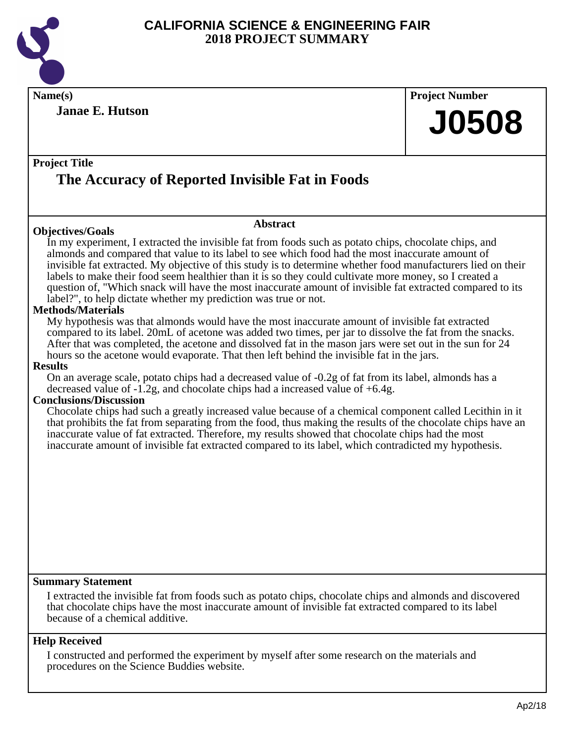# CALIFORNIA SCIENCE & ENGINEERING FAIR
## 2018 PROJECT SUMMARY

**Name(s)**

**Janae E. Hutson**

**Project Number**

**J0508**

**Project Title**

## The Accuracy of Reported Invisible Fat in Foods

### Abstract

**Objectives/Goals**

In my experiment, I extracted the invisible fat from foods such as potato chips, chocolate chips, and almonds and compared that value to its label to see which food had the most inaccurate amount of invisible fat extracted. My objective of this study is to determine whether food manufacturers lied on their labels to make their food seem healthier than it is so they could cultivate more money, so I created a question of, "Which snack will have the most inaccurate amount of invisible fat extracted compared to its label?", to help dictate whether my prediction was true or not.

**Methods/Materials**

My hypothesis was that almonds would have the most inaccurate amount of invisible fat extracted compared to its label. 20mL of acetone was added two times, per jar to dissolve the fat from the snacks. After that was completed, the acetone and dissolved fat in the mason jars were set out in the sun for 24 hours so the acetone would evaporate. That then left behind the invisible fat in the jars.

**Results**

On an average scale, potato chips had a decreased value of -0.2g of fat from its label, almonds has a decreased value of -1.2g, and chocolate chips had a increased value of +6.4g.

**Conclusions/Discussion**

Chocolate chips had such a greatly increased value because of a chemical component called Lecithin in it that prohibits the fat from separating from the food, thus making the results of the chocolate chips have an inaccurate value of fat extracted. Therefore, my results showed that chocolate chips had the most inaccurate amount of invisible fat extracted compared to its label, which contradicted my hypothesis.

**Summary Statement**

I extracted the invisible fat from foods such as potato chips, chocolate chips and almonds and discovered that chocolate chips have the most inaccurate amount of invisible fat extracted compared to its label because of a chemical additive.

**Help Received**

I constructed and performed the experiment by myself after some research on the materials and procedures on the Science Buddies website.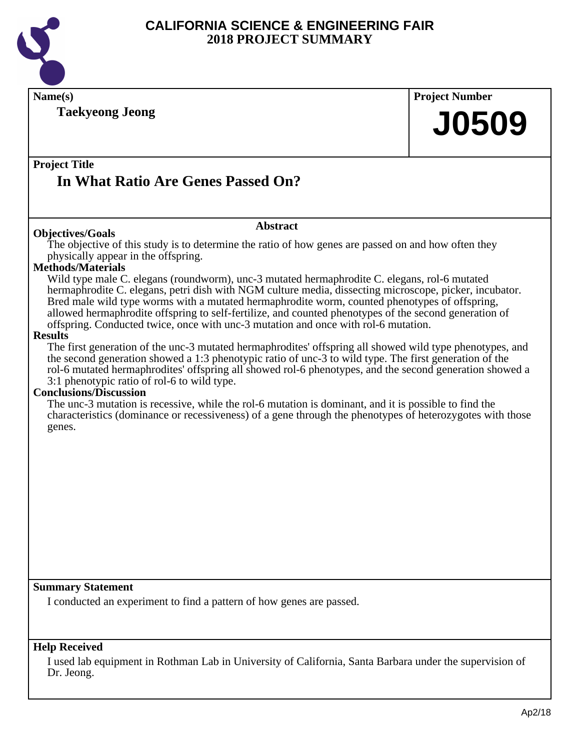# CALIFORNIA SCIENCE & ENGINEERING FAIR
## 2018 PROJECT SUMMARY

**Name(s)**

**Taekyeong Jeong**

**Project Number**

**J0509**

**Project Title**

## In What Ratio Are Genes Passed On?

**Abstract**

**Objectives/Goals**

The objective of this study is to determine the ratio of how genes are passed on and how often they physically appear in the offspring.

**Methods/Materials**

Wild type male C. elegans (roundworm), unc-3 mutated hermaphrodite C. elegans, rol-6 mutated hermaphrodite C. elegans, petri dish with NGM culture media, dissecting microscope, picker, incubator. Bred male wild type worms with a mutated hermaphrodite worm, counted phenotypes of offspring, allowed hermaphrodite offspring to self-fertilize, and counted phenotypes of the second generation of offspring. Conducted twice, once with unc-3 mutation and once with rol-6 mutation.

**Results**

The first generation of the unc-3 mutated hermaphrodites' offspring all showed wild type phenotypes, and the second generation showed a 1:3 phenotypic ratio of unc-3 to wild type. The first generation of the rol-6 mutated hermaphrodites' offspring all showed rol-6 phenotypes, and the second generation showed a 3:1 phenotypic ratio of rol-6 to wild type.

**Conclusions/Discussion**

The unc-3 mutation is recessive, while the rol-6 mutation is dominant, and it is possible to find the characteristics (dominance or recessiveness) of a gene through the phenotypes of heterozygotes with those genes.

**Summary Statement**

I conducted an experiment to find a pattern of how genes are passed.

**Help Received**

I used lab equipment in Rothman Lab in University of California, Santa Barbara under the supervision of Dr. Jeong.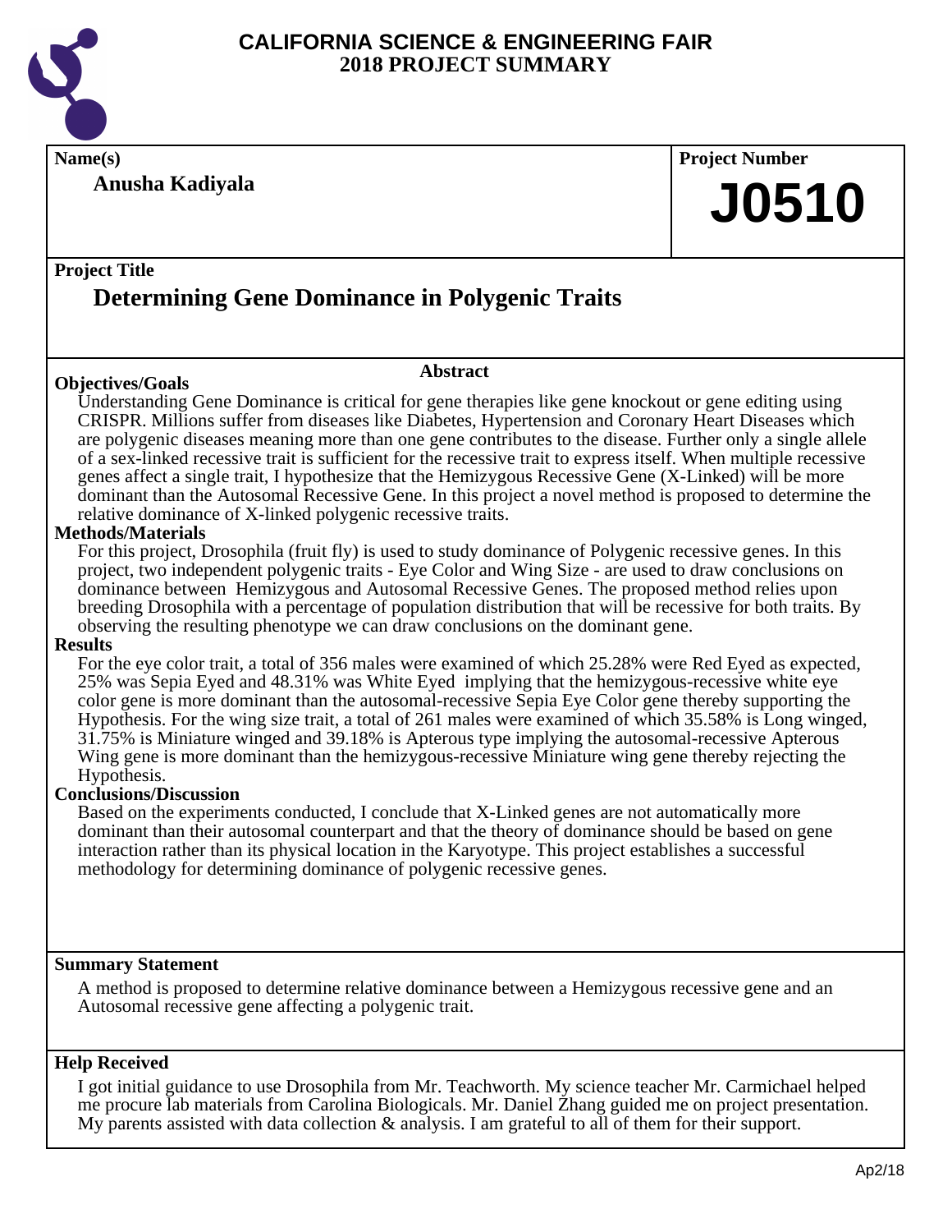# CALIFORNIA SCIENCE & ENGINEERING FAIR
## 2018 PROJECT SUMMARY

**Name(s)**

**Anusha Kadiyala**

**Project Number**

**J0510**

**Project Title**

## Determining Gene Dominance in Polygenic Traits

### Abstract

**Objectives/Goals**

Understanding Gene Dominance is critical for gene therapies like gene knockout or gene editing using CRISPR. Millions suffer from diseases like Diabetes, Hypertension and Coronary Heart Diseases which are polygenic diseases meaning more than one gene contributes to the disease. Further only a single allele of a sex-linked recessive trait is sufficient for the recessive trait to express itself. When multiple recessive genes affect a single trait, I hypothesize that the Hemizygous Recessive Gene (X-Linked) will be more dominant than the Autosomal Recessive Gene. In this project a novel method is proposed to determine the relative dominance of X-linked polygenic recessive traits.

**Methods/Materials**

For this project, Drosophila (fruit fly) is used to study dominance of Polygenic recessive genes. In this project, two independent polygenic traits - Eye Color and Wing Size - are used to draw conclusions on dominance between Hemizygous and Autosomal Recessive Genes. The proposed method relies upon breeding Drosophila with a percentage of population distribution that will be recessive for both traits. By observing the resulting phenotype we can draw conclusions on the dominant gene.

**Results**

For the eye color trait, a total of 356 males were examined of which 25.28% were Red Eyed as expected, 25% was Sepia Eyed and 48.31% was White Eyed implying that the hemizygous-recessive white eye color gene is more dominant than the autosomal-recessive Sepia Eye Color gene thereby supporting the Hypothesis. For the wing size trait, a total of 261 males were examined of which 35.58% is Long winged, 31.75% is Miniature winged and 39.18% is Apterous type implying the autosomal-recessive Apterous Wing gene is more dominant than the hemizygous-recessive Miniature wing gene thereby rejecting the Hypothesis.

**Conclusions/Discussion**

Based on the experiments conducted, I conclude that X-Linked genes are not automatically more dominant than their autosomal counterpart and that the theory of dominance should be based on gene interaction rather than its physical location in the Karyotype. This project establishes a successful methodology for determining dominance of polygenic recessive genes.

**Summary Statement**

A method is proposed to determine relative dominance between a Hemizygous recessive gene and an Autosomal recessive gene affecting a polygenic trait.

**Help Received**

I got initial guidance to use Drosophila from Mr. Teachworth. My science teacher Mr. Carmichael helped me procure lab materials from Carolina Biologicals. Mr. Daniel Zhang guided me on project presentation. My parents assisted with data collection & analysis. I am grateful to all of them for their support.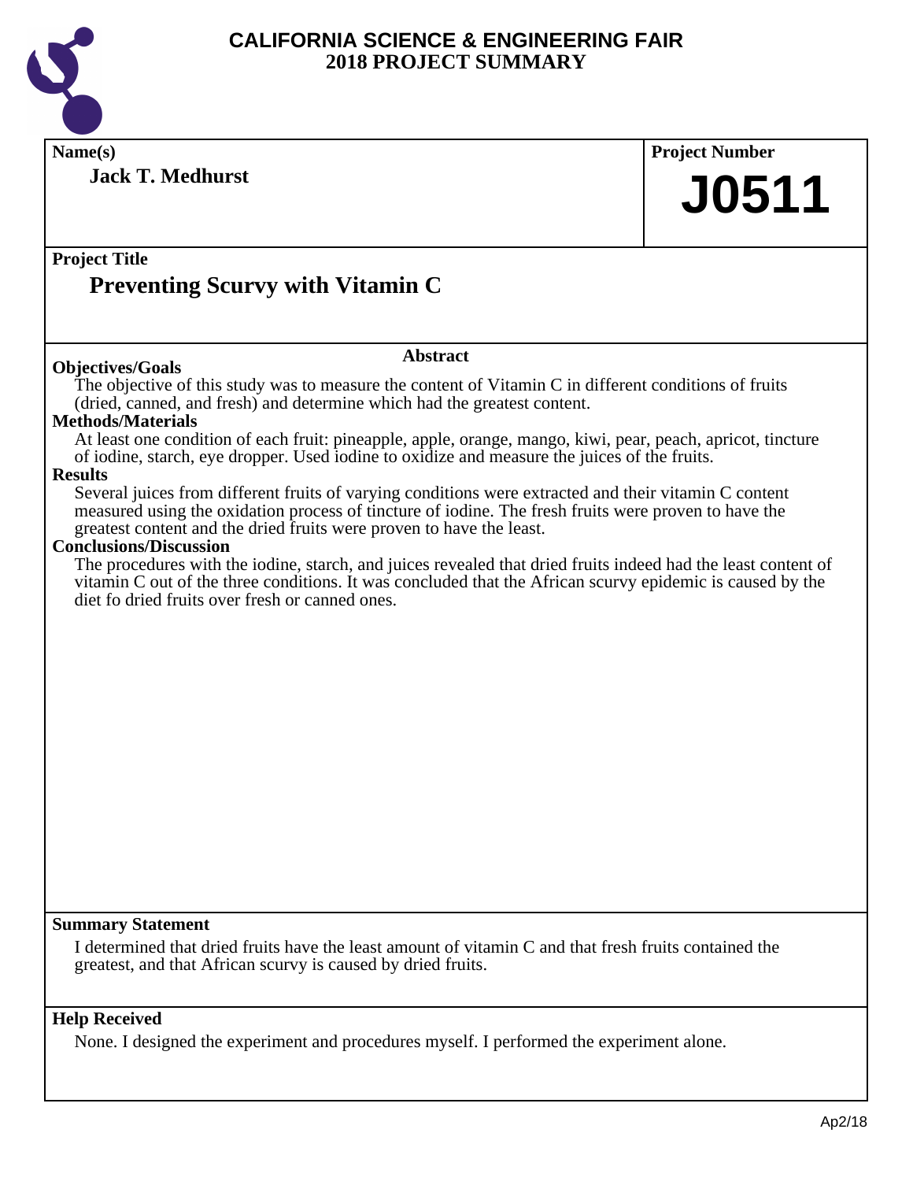# CALIFORNIA SCIENCE & ENGINEERING FAIR
## 2018 PROJECT SUMMARY

**Name(s)**

**Jack T. Medhurst**

**Project Number**

**J0511**

**Project Title**

## Preventing Scurvy with Vitamin C

### Abstract

**Objectives/Goals**

The objective of this study was to measure the content of Vitamin C in different conditions of fruits (dried, canned, and fresh) and determine which had the greatest content.

**Methods/Materials**

At least one condition of each fruit: pineapple, apple, orange, mango, kiwi, pear, peach, apricot, tincture of iodine, starch, eye dropper. Used iodine to oxidize and measure the juices of the fruits.

**Results**

Several juices from different fruits of varying conditions were extracted and their vitamin C content measured using the oxidation process of tincture of iodine. The fresh fruits were proven to have the greatest content and the dried fruits were proven to have the least.

**Conclusions/Discussion**

The procedures with the iodine, starch, and juices revealed that dried fruits indeed had the least content of vitamin C out of the three conditions. It was concluded that the African scurvy epidemic is caused by the diet fo dried fruits over fresh or canned ones.

**Summary Statement**

I determined that dried fruits have the least amount of vitamin C and that fresh fruits contained the greatest, and that African scurvy is caused by dried fruits.

**Help Received**

None. I designed the experiment and procedures myself. I performed the experiment alone.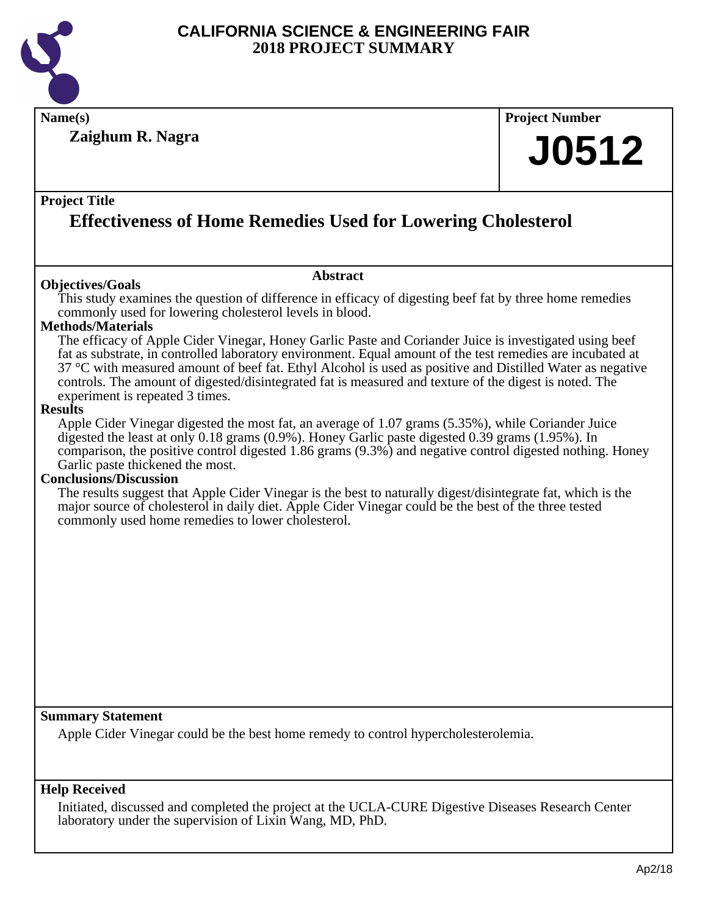# CALIFORNIA SCIENCE & ENGINEERING FAIR
## 2018 PROJECT SUMMARY

**Name(s)**

**Zaighum R. Nagra**

**Project Number**

**J0512**

**Project Title**

## Effectiveness of Home Remedies Used for Lowering Cholesterol

### Abstract

**Objectives/Goals**

This study examines the question of difference in efficacy of digesting beef fat by three home remedies commonly used for lowering cholesterol levels in blood.

**Methods/Materials**

The efficacy of Apple Cider Vinegar, Honey Garlic Paste and Coriander Juice is investigated using beef fat as substrate, in controlled laboratory environment. Equal amount of the test remedies are incubated at 37 °C with measured amount of beef fat. Ethyl Alcohol is used as positive and Distilled Water as negative controls. The amount of digested/disintegrated fat is measured and texture of the digest is noted. The experiment is repeated 3 times.

**Results**

Apple Cider Vinegar digested the most fat, an average of 1.07 grams (5.35%), while Coriander Juice digested the least at only 0.18 grams (0.9%). Honey Garlic paste digested 0.39 grams (1.95%). In comparison, the positive control digested 1.86 grams (9.3%) and negative control digested nothing. Honey Garlic paste thickened the most.

**Conclusions/Discussion**

The results suggest that Apple Cider Vinegar is the best to naturally digest/disintegrate fat, which is the major source of cholesterol in daily diet. Apple Cider Vinegar could be the best of the three tested commonly used home remedies to lower cholesterol.

**Summary Statement**

Apple Cider Vinegar could be the best home remedy to control hypercholesterolemia.

**Help Received**

Initiated, discussed and completed the project at the UCLA-CURE Digestive Diseases Research Center laboratory under the supervision of Lixin Wang, MD, PhD.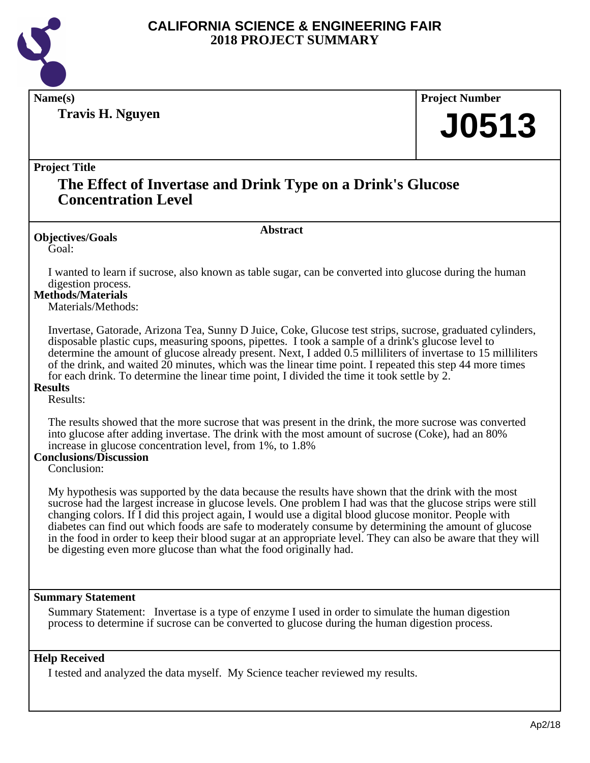# CALIFORNIA SCIENCE & ENGINEERING FAIR
# 2018 PROJECT SUMMARY

**Name(s)**

**Travis H. Nguyen**

**Project Number**

**J0513**

**Project Title**

## The Effect of Invertase and Drink Type on a Drink's Glucose Concentration Level

**Abstract**

**Objectives/Goals**

Goal:

I wanted to learn if sucrose, also known as table sugar, can be converted into glucose during the human digestion process.

**Methods/Materials**

Materials/Methods:

Invertase, Gatorade, Arizona Tea, Sunny D Juice, Coke, Glucose test strips, sucrose, graduated cylinders, disposable plastic cups, measuring spoons, pipettes. I took a sample of a drink's glucose level to determine the amount of glucose already present. Next, I added 0.5 milliliters of invertase to 15 milliliters of the drink, and waited 20 minutes, which was the linear time point. I repeated this step 44 more times for each drink. To determine the linear time point, I divided the time it took settle by 2.

**Results**

Results:

The results showed that the more sucrose that was present in the drink, the more sucrose was converted into glucose after adding invertase. The drink with the most amount of sucrose (Coke), had an 80% increase in glucose concentration level, from 1%, to 1.8%

**Conclusions/Discussion**

Conclusion:

My hypothesis was supported by the data because the results have shown that the drink with the most sucrose had the largest increase in glucose levels. One problem I had was that the glucose strips were still changing colors. If I did this project again, I would use a digital blood glucose monitor. People with diabetes can find out which foods are safe to moderately consume by determining the amount of glucose in the food in order to keep their blood sugar at an appropriate level. They can also be aware that they will be digesting even more glucose than what the food originally had.

**Summary Statement**

Summary Statement: Invertase is a type of enzyme I used in order to simulate the human digestion process to determine if sucrose can be converted to glucose during the human digestion process.

**Help Received**

I tested and analyzed the data myself. My Science teacher reviewed my results.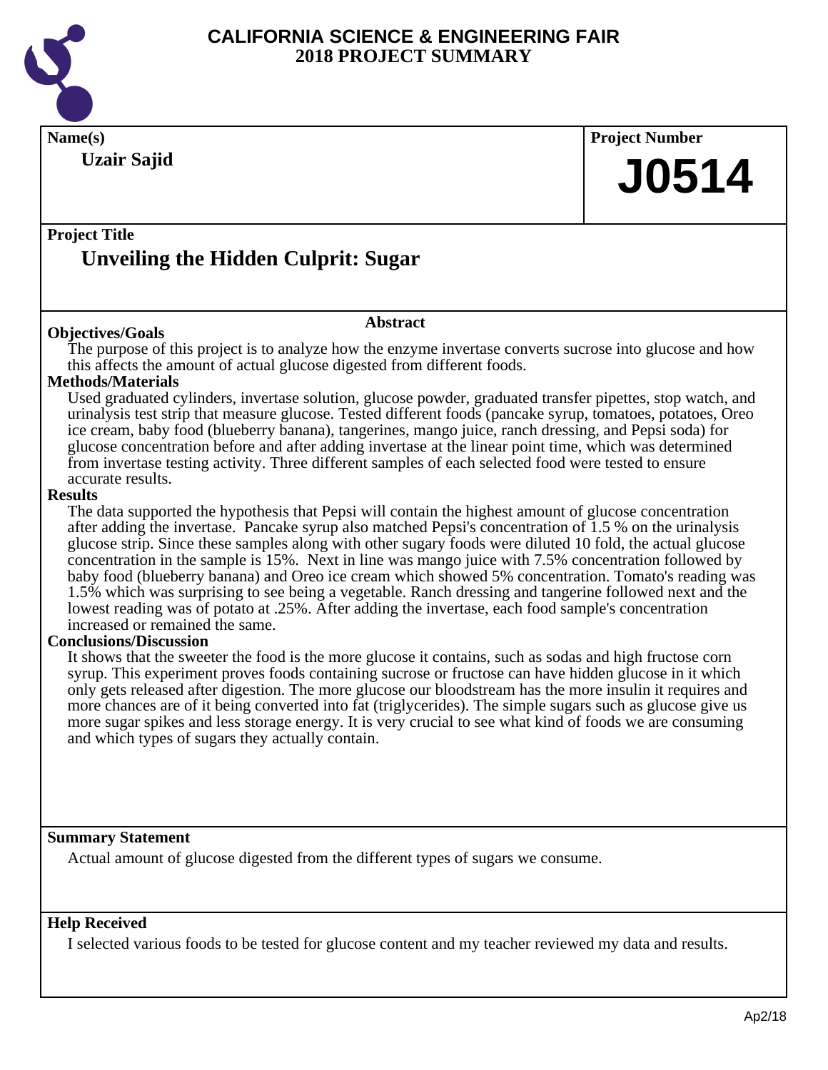# CALIFORNIA SCIENCE & ENGINEERING FAIR
## 2018 PROJECT SUMMARY

**Name(s)**

**Uzair Sajid**

**Project Number**

**J0514**

**Project Title**

## Unveiling the Hidden Culprit: Sugar

### Abstract

**Objectives/Goals**

The purpose of this project is to analyze how the enzyme invertase converts sucrose into glucose and how this affects the amount of actual glucose digested from different foods.

**Methods/Materials**

Used graduated cylinders, invertase solution, glucose powder, graduated transfer pipettes, stop watch, and urinalysis test strip that measure glucose. Tested different foods (pancake syrup, tomatoes, potatoes, Oreo ice cream, baby food (blueberry banana), tangerines, mango juice, ranch dressing, and Pepsi soda) for glucose concentration before and after adding invertase at the linear point time, which was determined from invertase testing activity. Three different samples of each selected food were tested to ensure accurate results.

**Results**

The data supported the hypothesis that Pepsi will contain the highest amount of glucose concentration after adding the invertase. Pancake syrup also matched Pepsi's concentration of 1.5 % on the urinalysis glucose strip. Since these samples along with other sugary foods were diluted 10 fold, the actual glucose concentration in the sample is 15%. Next in line was mango juice with 7.5% concentration followed by baby food (blueberry banana) and Oreo ice cream which showed 5% concentration. Tomato's reading was 1.5% which was surprising to see being a vegetable. Ranch dressing and tangerine followed next and the lowest reading was of potato at .25%. After adding the invertase, each food sample's concentration increased or remained the same.

**Conclusions/Discussion**

It shows that the sweeter the food is the more glucose it contains, such as sodas and high fructose corn syrup. This experiment proves foods containing sucrose or fructose can have hidden glucose in it which only gets released after digestion. The more glucose our bloodstream has the more insulin it requires and more chances are of it being converted into fat (triglycerides). The simple sugars such as glucose give us more sugar spikes and less storage energy. It is very crucial to see what kind of foods we are consuming and which types of sugars they actually contain.

**Summary Statement**

Actual amount of glucose digested from the different types of sugars we consume.

**Help Received**

I selected various foods to be tested for glucose content and my teacher reviewed my data and results.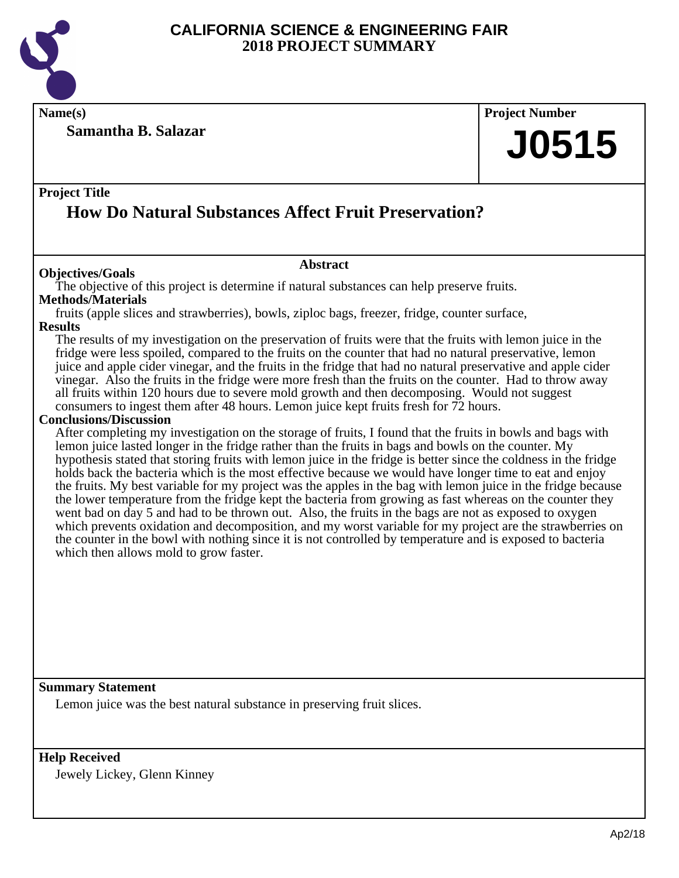# CALIFORNIA SCIENCE & ENGINEERING FAIR
## 2018 PROJECT SUMMARY

**Name(s)**

**Samantha B. Salazar**

**Project Number**

# J0515

**Project Title**

## How Do Natural Substances Affect Fruit Preservation?

### Abstract

**Objectives/Goals**

The objective of this project is determine if natural substances can help preserve fruits.

**Methods/Materials**

fruits (apple slices and strawberries), bowls, ziploc bags, freezer, fridge, counter surface,

**Results**

The results of my investigation on the preservation of fruits were that the fruits with lemon juice in the fridge were less spoiled, compared to the fruits on the counter that had no natural preservative, lemon juice and apple cider vinegar, and the fruits in the fridge that had no natural preservative and apple cider vinegar. Also the fruits in the fridge were more fresh than the fruits on the counter. Had to throw away all fruits within 120 hours due to severe mold growth and then decomposing. Would not suggest consumers to ingest them after 48 hours. Lemon juice kept fruits fresh for 72 hours.

**Conclusions/Discussion**

After completing my investigation on the storage of fruits, I found that the fruits in bowls and bags with lemon juice lasted longer in the fridge rather than the fruits in bags and bowls on the counter. My hypothesis stated that storing fruits with lemon juice in the fridge is better since the coldness in the fridge holds back the bacteria which is the most effective because we would have longer time to eat and enjoy the fruits. My best variable for my project was the apples in the bag with lemon juice in the fridge because the lower temperature from the fridge kept the bacteria from growing as fast whereas on the counter they went bad on day 5 and had to be thrown out. Also, the fruits in the bags are not as exposed to oxygen which prevents oxidation and decomposition, and my worst variable for my project are the strawberries on the counter in the bowl with nothing since it is not controlled by temperature and is exposed to bacteria which then allows mold to grow faster.

**Summary Statement**

Lemon juice was the best natural substance in preserving fruit slices.

**Help Received**

Jewely Lickey, Glenn Kinney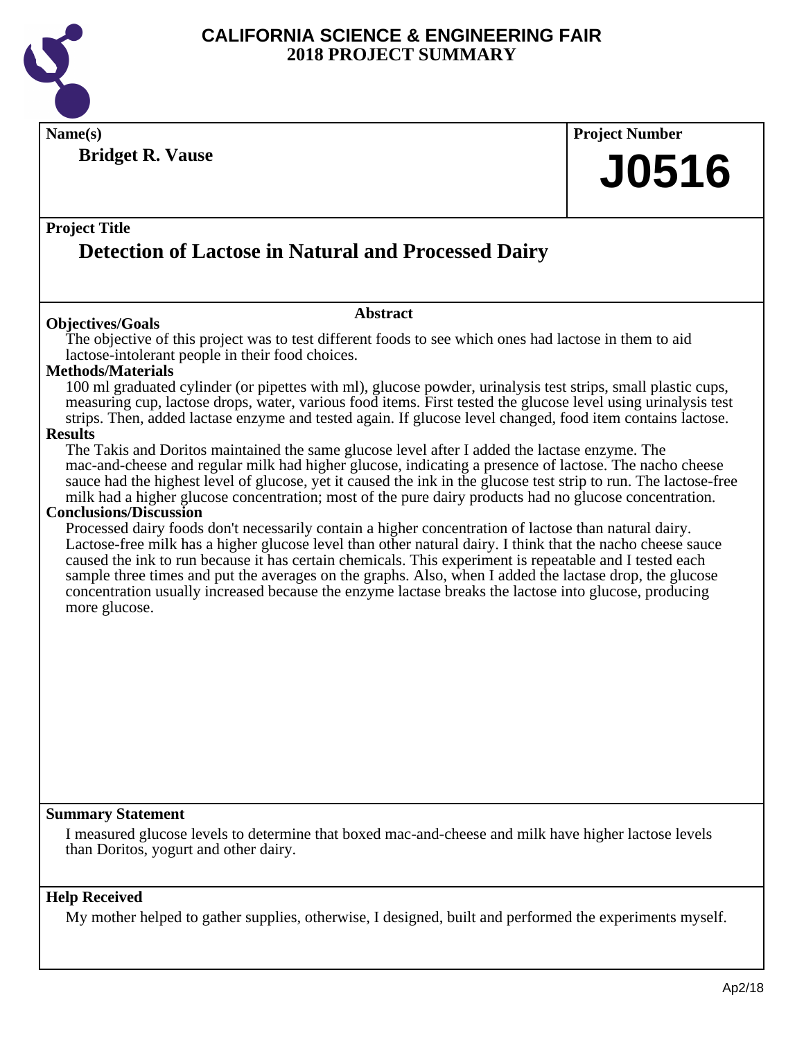# CALIFORNIA SCIENCE & ENGINEERING FAIR
## 2018 PROJECT SUMMARY

**Name(s)**

**Bridget R. Vause**

**Project Number**

**J0516**

**Project Title**

## Detection of Lactose in Natural and Processed Dairy

### Abstract

**Objectives/Goals**

The objective of this project was to test different foods to see which ones had lactose in them to aid lactose-intolerant people in their food choices.

**Methods/Materials**

100 ml graduated cylinder (or pipettes with ml), glucose powder, urinalysis test strips, small plastic cups, measuring cup, lactose drops, water, various food items. First tested the glucose level using urinalysis test strips. Then, added lactase enzyme and tested again. If glucose level changed, food item contains lactose.

**Results**

The Takis and Doritos maintained the same glucose level after I added the lactase enzyme. The mac-and-cheese and regular milk had higher glucose, indicating a presence of lactose. The nacho cheese sauce had the highest level of glucose, yet it caused the ink in the glucose test strip to run. The lactose-free milk had a higher glucose concentration; most of the pure dairy products had no glucose concentration.

**Conclusions/Discussion**

Processed dairy foods don't necessarily contain a higher concentration of lactose than natural dairy. Lactose-free milk has a higher glucose level than other natural dairy. I think that the nacho cheese sauce caused the ink to run because it has certain chemicals. This experiment is repeatable and I tested each sample three times and put the averages on the graphs. Also, when I added the lactase drop, the glucose concentration usually increased because the enzyme lactase breaks the lactose into glucose, producing more glucose.

**Summary Statement**

I measured glucose levels to determine that boxed mac-and-cheese and milk have higher lactose levels than Doritos, yogurt and other dairy.

**Help Received**

My mother helped to gather supplies, otherwise, I designed, built and performed the experiments myself.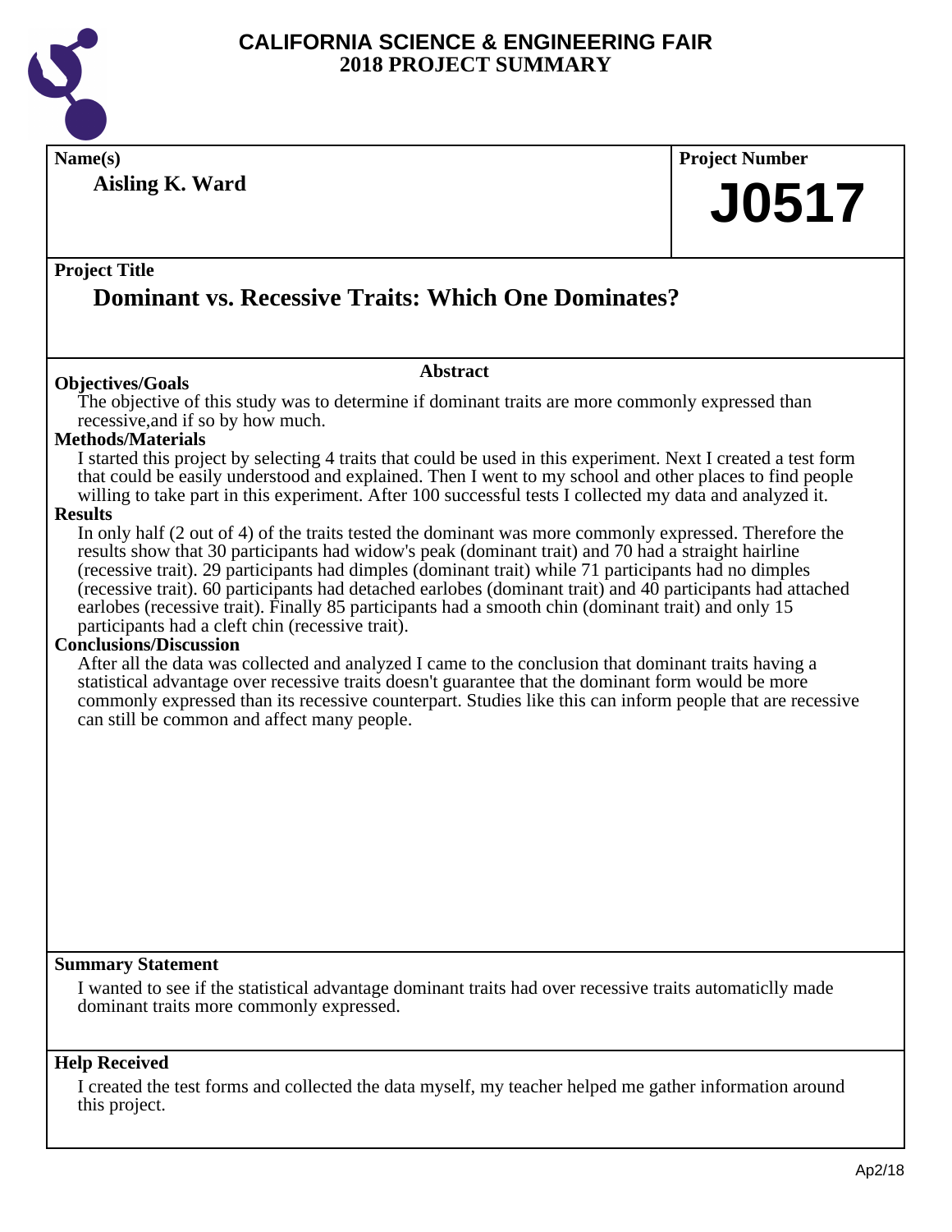# CALIFORNIA SCIENCE & ENGINEERING FAIR
# 2018 PROJECT SUMMARY

**Name(s)**

**Aisling K. Ward**

**Project Number**

**J0517**

**Project Title**

## Dominant vs. Recessive Traits: Which One Dominates?

### Abstract

**Objectives/Goals**

The objective of this study was to determine if dominant traits are more commonly expressed than recessive,and if so by how much.

**Methods/Materials**

I started this project by selecting 4 traits that could be used in this experiment. Next I created a test form that could be easily understood and explained. Then I went to my school and other places to find people willing to take part in this experiment. After 100 successful tests I collected my data and analyzed it.

**Results**

In only half (2 out of 4) of the traits tested the dominant was more commonly expressed. Therefore the results show that 30 participants had widow's peak (dominant trait) and 70 had a straight hairline (recessive trait). 29 participants had dimples (dominant trait) while 71 participants had no dimples (recessive trait). 60 participants had detached earlobes (dominant trait) and 40 participants had attached earlobes (recessive trait). Finally 85 participants had a smooth chin (dominant trait) and only 15 participants had a cleft chin (recessive trait).

**Conclusions/Discussion**

After all the data was collected and analyzed I came to the conclusion that dominant traits having a statistical advantage over recessive traits doesn't guarantee that the dominant form would be more commonly expressed than its recessive counterpart. Studies like this can inform people that are recessive can still be common and affect many people.

**Summary Statement**

I wanted to see if the statistical advantage dominant traits had over recessive traits automaticlly made dominant traits more commonly expressed.

**Help Received**

I created the test forms and collected the data myself, my teacher helped me gather information around this project.